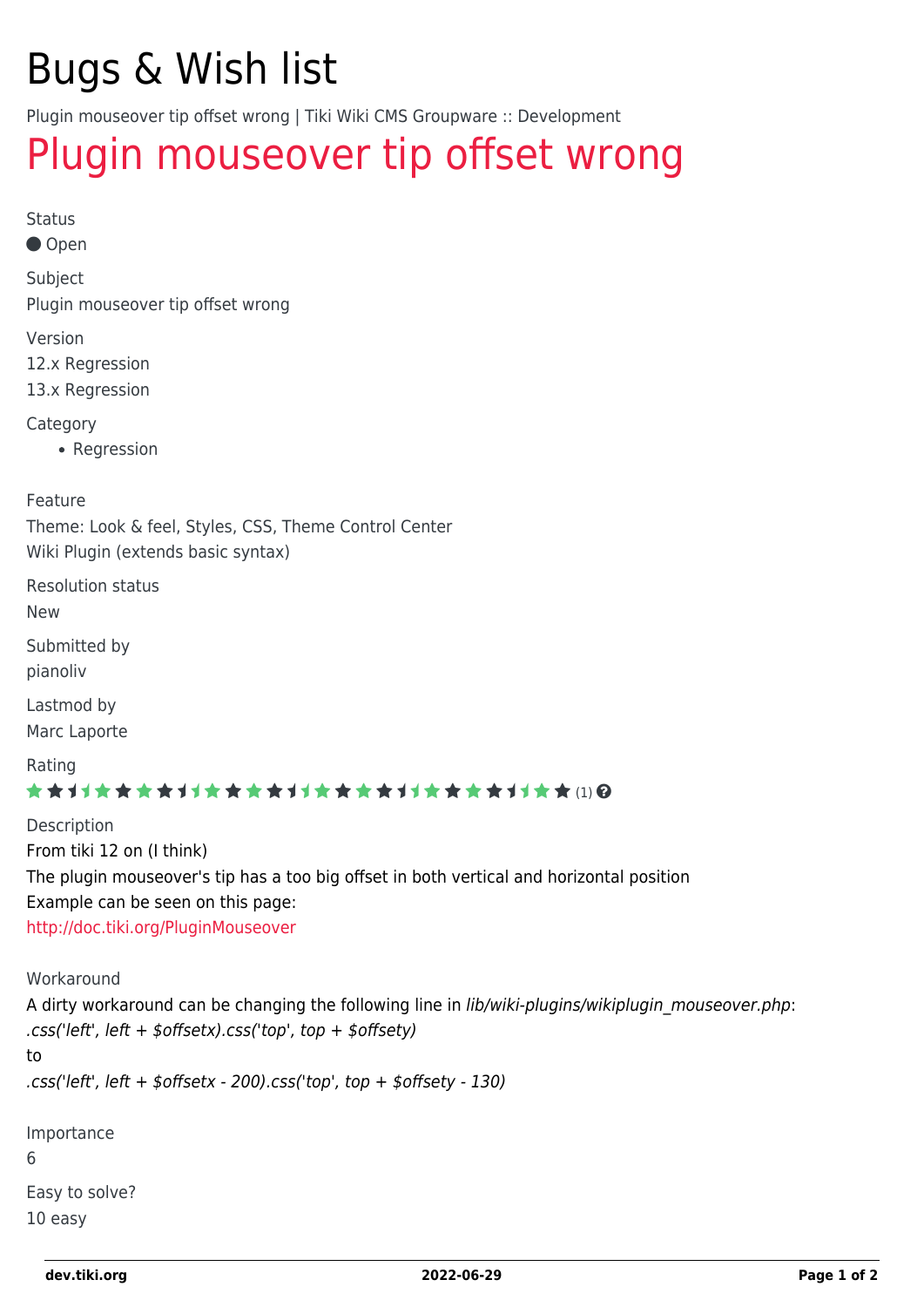# Bugs & Wish list

Plugin mouseover tip offset wrong | Tiki Wiki CMS Groupware :: Development

## Plugin mouseover tip offset wrong

Status

● Open

Subject

Plugin mouseover tip offset wrong

Version

12.x Regression

13.x Regression

Category

- Regression

Feature

Theme: Look & feel, Styles, CSS, Theme Control Center

Wiki Plugin (extends basic syntax)

Resolution status

New

Submitted by

pianoliv

Lastmod by

Marc Laporte

Rating

(1)

Description

From tiki 12 on (I think)

The plugin mouseover's tip has a too big offset in both vertical and horizontal position

Example can be seen on this page:

http://doc.tiki.org/PluginMouseover

Workaround

A dirty workaround can be changing the following line in *lib/wiki-plugins/wikiplugin_mouseover.php*:

*.css('left', left + $offsetx).css('top', top + $offsety)*

to

*.css('left', left + $offsetx - 200).css('top', top + $offsety - 130)*

Importance

6

Easy to solve?

10 easy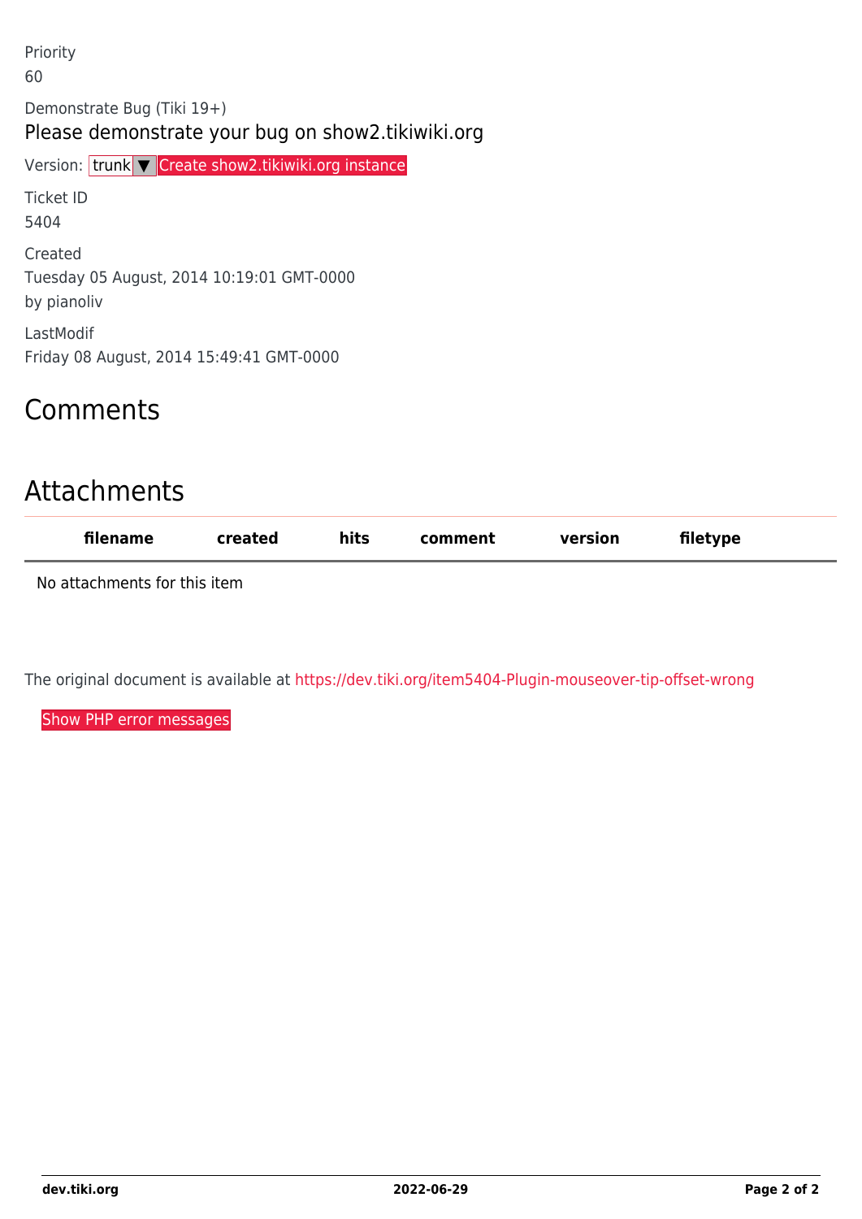Priority

60

Demonstrate Bug (Tiki 19+)

Please demonstrate your bug on show2.tikiwiki.org

Version: trunk ▼ Create show2.tikiwiki.org instance

Ticket ID

5404

Created

Tuesday 05 August, 2014 10:19:01 GMT-0000

by pianoliv

LastModif

Friday 08 August, 2014 15:49:41 GMT-0000

# Comments

# Attachments

| filename | created | hits | comment | version | filetype |
|---|---|---|---|---|---|
| No attachments for this item | | | | | |

The original document is available at https://dev.tiki.org/item5404-Plugin-mouseover-tip-offset-wrong

Show PHP error messages